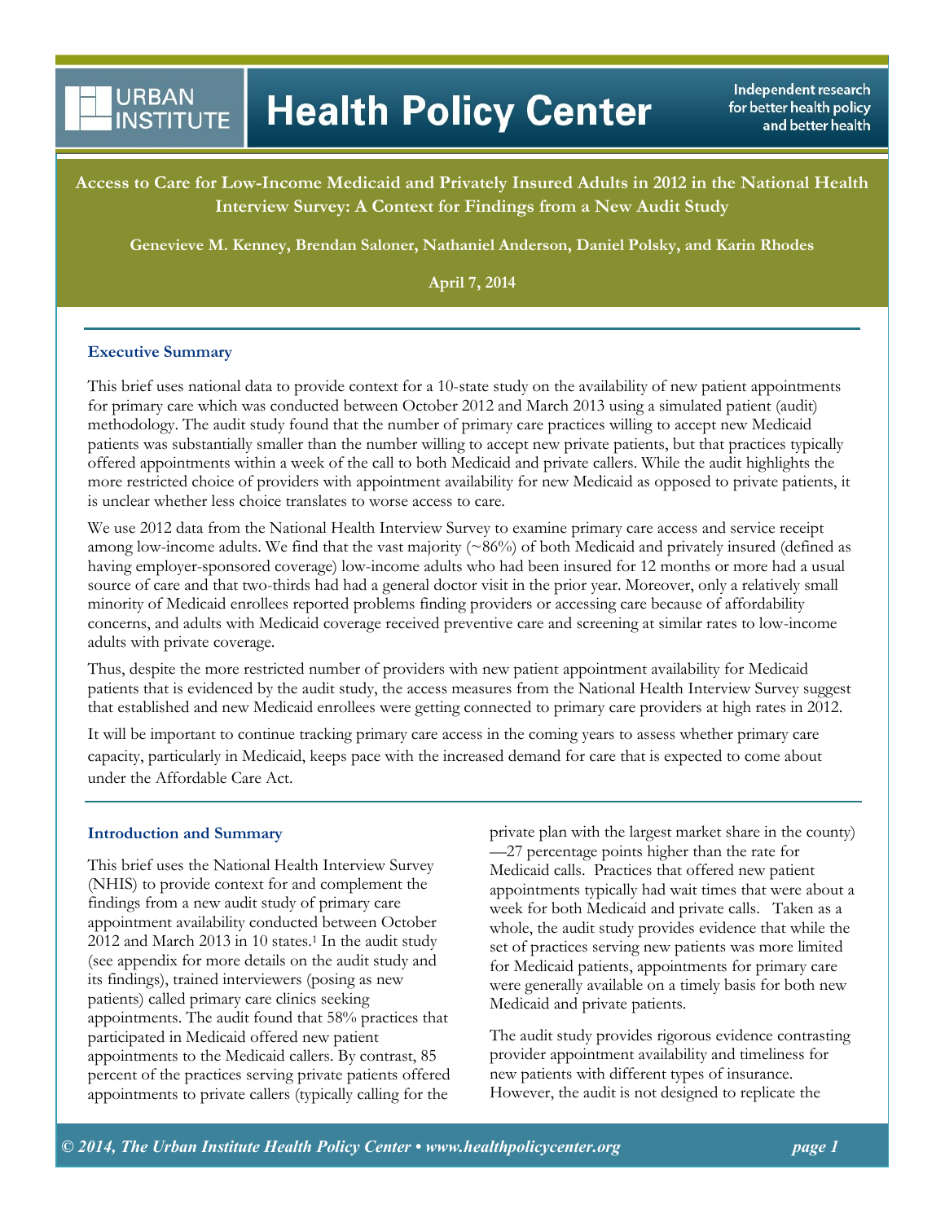URBAN INSTITUTE

# Health Policy Center

Independent research for better health policy and better health

## Access to Care for Low-Income Medicaid and Privately Insured Adults in 2012 in the National Health Interview Survey: A Context for Findings from a New Audit Study

**Genevieve M. Kenney, Brendan Saloner, Nathaniel Anderson, Daniel Polsky, and Karin Rhodes**

**April 7, 2014**

### Executive Summary

This brief uses national data to provide context for a 10-state study on the availability of new patient appointments for primary care which was conducted between October 2012 and March 2013 using a simulated patient (audit) methodology. The audit study found that the number of primary care practices willing to accept new Medicaid patients was substantially smaller than the number willing to accept new private patients, but that practices typically offered appointments within a week of the call to both Medicaid and private callers. While the audit highlights the more restricted choice of providers with appointment availability for new Medicaid as opposed to private patients, it is unclear whether less choice translates to worse access to care.

We use 2012 data from the National Health Interview Survey to examine primary care access and service receipt among low-income adults. We find that the vast majority (~86%) of both Medicaid and privately insured (defined as having employer-sponsored coverage) low-income adults who had been insured for 12 months or more had a usual source of care and that two-thirds had had a general doctor visit in the prior year. Moreover, only a relatively small minority of Medicaid enrollees reported problems finding providers or accessing care because of affordability concerns, and adults with Medicaid coverage received preventive care and screening at similar rates to low-income adults with private coverage.

Thus, despite the more restricted number of providers with new patient appointment availability for Medicaid patients that is evidenced by the audit study, the access measures from the National Health Interview Survey suggest that established and new Medicaid enrollees were getting connected to primary care providers at high rates in 2012.

It will be important to continue tracking primary care access in the coming years to assess whether primary care capacity, particularly in Medicaid, keeps pace with the increased demand for care that is expected to come about under the Affordable Care Act.

### Introduction and Summary

This brief uses the National Health Interview Survey (NHIS) to provide context for and complement the findings from a new audit study of primary care appointment availability conducted between October 2012 and March 2013 in 10 states.[1] In the audit study (see appendix for more details on the audit study and its findings), trained interviewers (posing as new patients) called primary care clinics seeking appointments. The audit found that 58% practices that participated in Medicaid offered new patient appointments to the Medicaid callers. By contrast, 85 percent of the practices serving private patients offered appointments to private callers (typically calling for the private plan with the largest market share in the county)—27 percentage points higher than the rate for Medicaid calls. Practices that offered new patient appointments typically had wait times that were about a week for both Medicaid and private calls. Taken as a whole, the audit study provides evidence that while the set of practices serving new patients was more limited for Medicaid patients, appointments for primary care were generally available on a timely basis for both new Medicaid and private patients.

The audit study provides rigorous evidence contrasting provider appointment availability and timeliness for new patients with different types of insurance. However, the audit is not designed to replicate the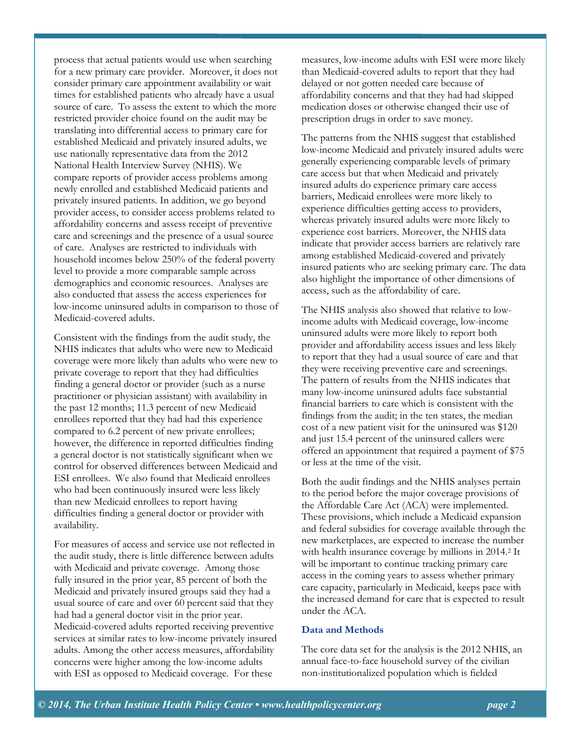process that actual patients would use when searching for a new primary care provider. Moreover, it does not consider primary care appointment availability or wait times for established patients who already have a usual source of care. To assess the extent to which the more restricted provider choice found on the audit may be translating into differential access to primary care for established Medicaid and privately insured adults, we use nationally representative data from the 2012 National Health Interview Survey (NHIS). We compare reports of provider access problems among newly enrolled and established Medicaid patients and privately insured patients. In addition, we go beyond provider access, to consider access problems related to affordability concerns and assess receipt of preventive care and screenings and the presence of a usual source of care. Analyses are restricted to individuals with household incomes below 250% of the federal poverty level to provide a more comparable sample across demographics and economic resources. Analyses are also conducted that assess the access experiences for low-income uninsured adults in comparison to those of Medicaid-covered adults.

Consistent with the findings from the audit study, the NHIS indicates that adults who were new to Medicaid coverage were more likely than adults who were new to private coverage to report that they had difficulties finding a general doctor or provider (such as a nurse practitioner or physician assistant) with availability in the past 12 months; 11.3 percent of new Medicaid enrollees reported that they had had this experience compared to 6.2 percent of new private enrollees; however, the difference in reported difficulties finding a general doctor is not statistically significant when we control for observed differences between Medicaid and ESI enrollees. We also found that Medicaid enrollees who had been continuously insured were less likely than new Medicaid enrollees to report having difficulties finding a general doctor or provider with availability.

For measures of access and service use not reflected in the audit study, there is little difference between adults with Medicaid and private coverage. Among those fully insured in the prior year, 85 percent of both the Medicaid and privately insured groups said they had a usual source of care and over 60 percent said that they had had a general doctor visit in the prior year. Medicaid-covered adults reported receiving preventive services at similar rates to low-income privately insured adults. Among the other access measures, affordability concerns were higher among the low-income adults with ESI as opposed to Medicaid coverage. For these measures, low-income adults with ESI were more likely than Medicaid-covered adults to report that they had delayed or not gotten needed care because of affordability concerns and that they had had skipped medication doses or otherwise changed their use of prescription drugs in order to save money.

The patterns from the NHIS suggest that established low-income Medicaid and privately insured adults were generally experiencing comparable levels of primary care access but that when Medicaid and privately insured adults do experience primary care access barriers, Medicaid enrollees were more likely to experience difficulties getting access to providers, whereas privately insured adults were more likely to experience cost barriers. Moreover, the NHIS data indicate that provider access barriers are relatively rare among established Medicaid-covered and privately insured patients who are seeking primary care. The data also highlight the importance of other dimensions of access, such as the affordability of care.

The NHIS analysis also showed that relative to low-income adults with Medicaid coverage, low-income uninsured adults were more likely to report both provider and affordability access issues and less likely to report that they had a usual source of care and that they were receiving preventive care and screenings. The pattern of results from the NHIS indicates that many low-income uninsured adults face substantial financial barriers to care which is consistent with the findings from the audit; in the ten states, the median cost of a new patient visit for the uninsured was $120 and just 15.4 percent of the uninsured callers were offered an appointment that required a payment of $75 or less at the time of the visit.

Both the audit findings and the NHIS analyses pertain to the period before the major coverage provisions of the Affordable Care Act (ACA) were implemented. These provisions, which include a Medicaid expansion and federal subsidies for coverage available through the new marketplaces, are expected to increase the number with health insurance coverage by millions in 2014.[2] It will be important to continue tracking primary care access in the coming years to assess whether primary care capacity, particularly in Medicaid, keeps pace with the increased demand for care that is expected to result under the ACA.

### Data and Methods

The core data set for the analysis is the 2012 NHIS, an annual face-to-face household survey of the civilian non-institutionalized population which is fielded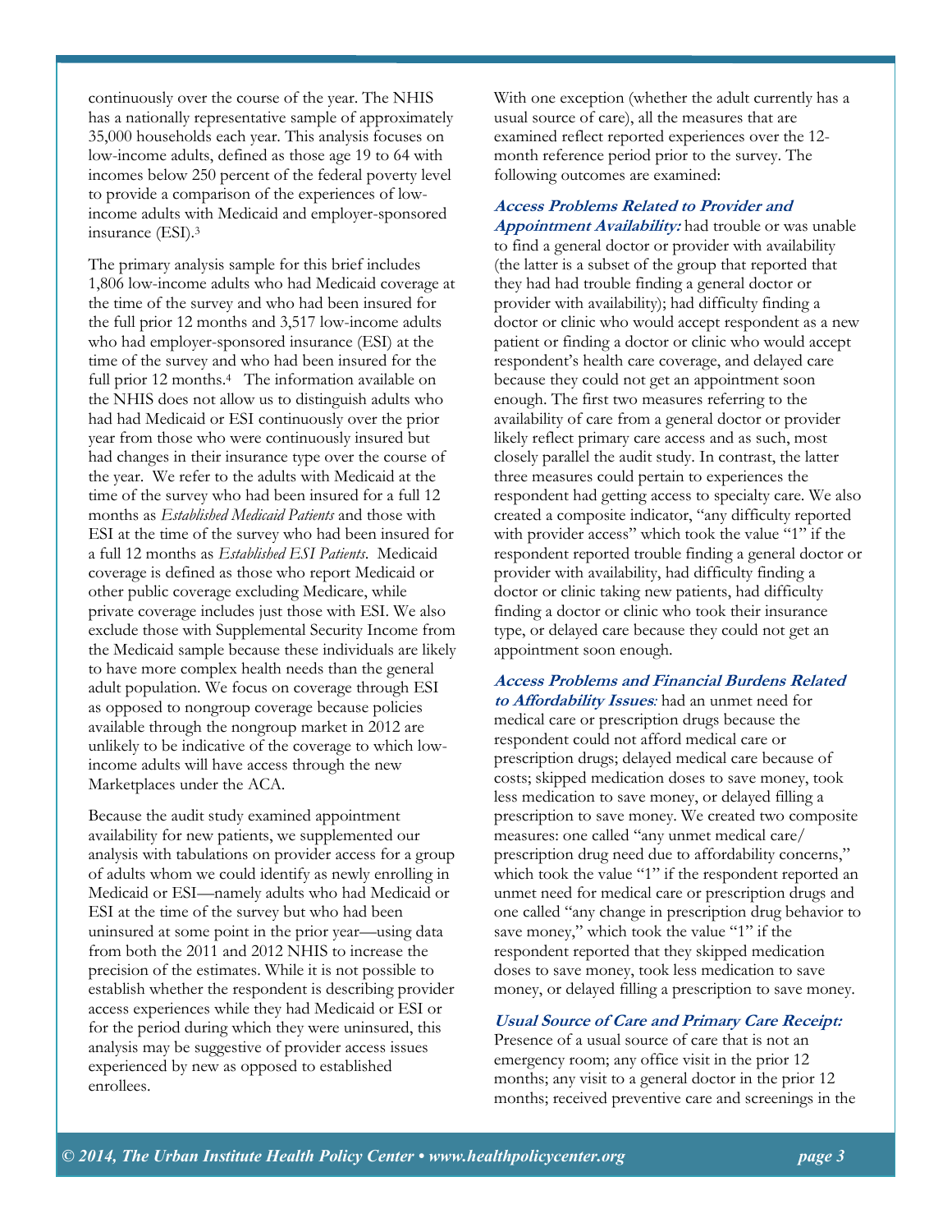continuously over the course of the year. The NHIS has a nationally representative sample of approximately 35,000 households each year. This analysis focuses on low-income adults, defined as those age 19 to 64 with incomes below 250 percent of the federal poverty level to provide a comparison of the experiences of low-income adults with Medicaid and employer-sponsored insurance (ESI).[3]

The primary analysis sample for this brief includes 1,806 low-income adults who had Medicaid coverage at the time of the survey and who had been insured for the full prior 12 months and 3,517 low-income adults who had employer-sponsored insurance (ESI) at the time of the survey and who had been insured for the full prior 12 months.[4] The information available on the NHIS does not allow us to distinguish adults who had had Medicaid or ESI continuously over the prior year from those who were continuously insured but had changes in their insurance type over the course of the year. We refer to the adults with Medicaid at the time of the survey who had been insured for a full 12 months as *Established Medicaid Patients* and those with ESI at the time of the survey who had been insured for a full 12 months as *Established ESI Patients*. Medicaid coverage is defined as those who report Medicaid or other public coverage excluding Medicare, while private coverage includes just those with ESI. We also exclude those with Supplemental Security Income from the Medicaid sample because these individuals are likely to have more complex health needs than the general adult population. We focus on coverage through ESI as opposed to nongroup coverage because policies available through the nongroup market in 2012 are unlikely to be indicative of the coverage to which low-income adults will have access through the new Marketplaces under the ACA.

Because the audit study examined appointment availability for new patients, we supplemented our analysis with tabulations on provider access for a group of adults whom we could identify as newly enrolling in Medicaid or ESI—namely adults who had Medicaid or ESI at the time of the survey but who had been uninsured at some point in the prior year—using data from both the 2011 and 2012 NHIS to increase the precision of the estimates. While it is not possible to establish whether the respondent is describing provider access experiences while they had Medicaid or ESI or for the period during which they were uninsured, this analysis may be suggestive of provider access issues experienced by new as opposed to established enrollees.

With one exception (whether the adult currently has a usual source of care), all the measures that are examined reflect reported experiences over the 12-month reference period prior to the survey. The following outcomes are examined:

***Access Problems Related to Provider and Appointment Availability:*** had trouble or was unable to find a general doctor or provider with availability (the latter is a subset of the group that reported that they had had trouble finding a general doctor or provider with availability); had difficulty finding a doctor or clinic who would accept respondent as a new patient or finding a doctor or clinic who would accept respondent's health care coverage, and delayed care because they could not get an appointment soon enough. The first two measures referring to the availability of care from a general doctor or provider likely reflect primary care access and as such, most closely parallel the audit study. In contrast, the latter three measures could pertain to experiences the respondent had getting access to specialty care. We also created a composite indicator, "any difficulty reported with provider access" which took the value "1" if the respondent reported trouble finding a general doctor or provider with availability, had difficulty finding a doctor or clinic taking new patients, had difficulty finding a doctor or clinic who took their insurance type, or delayed care because they could not get an appointment soon enough.

***Access Problems and Financial Burdens Related to Affordability Issues:*** had an unmet need for medical care or prescription drugs because the respondent could not afford medical care or prescription drugs; delayed medical care because of costs; skipped medication doses to save money, took less medication to save money, or delayed filling a prescription to save money. We created two composite measures: one called "any unmet medical care/prescription drug need due to affordability concerns," which took the value "1" if the respondent reported an unmet need for medical care or prescription drugs and one called "any change in prescription drug behavior to save money," which took the value "1" if the respondent reported that they skipped medication doses to save money, took less medication to save money, or delayed filling a prescription to save money.

***Usual Source of Care and Primary Care Receipt:*** Presence of a usual source of care that is not an emergency room; any office visit in the prior 12 months; any visit to a general doctor in the prior 12 months; received preventive care and screenings in the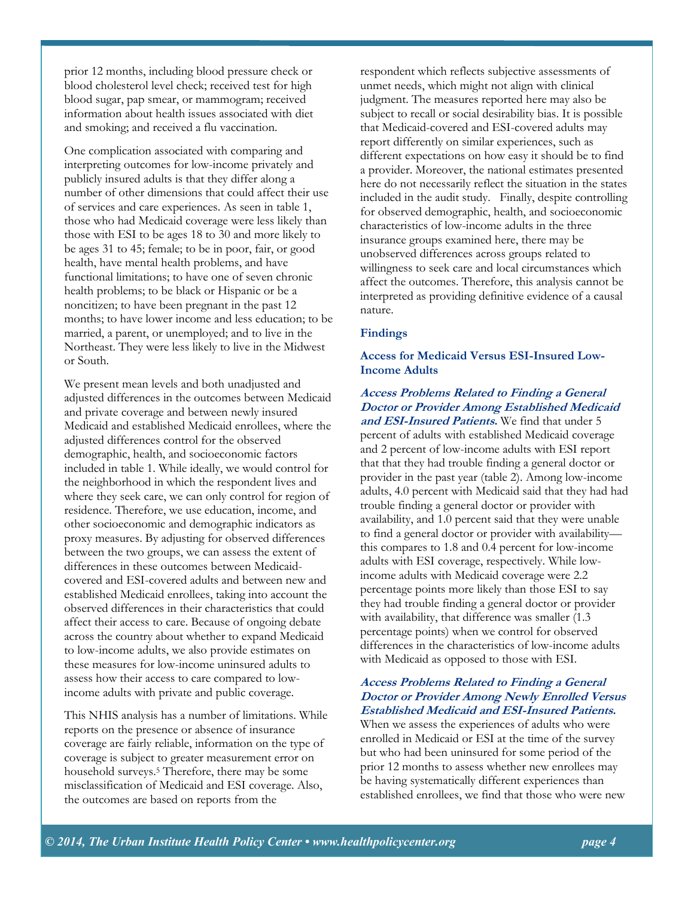prior 12 months, including blood pressure check or blood cholesterol level check; received test for high blood sugar, pap smear, or mammogram; received information about health issues associated with diet and smoking; and received a flu vaccination.

One complication associated with comparing and interpreting outcomes for low-income privately and publicly insured adults is that they differ along a number of other dimensions that could affect their use of services and care experiences. As seen in table 1, those who had Medicaid coverage were less likely than those with ESI to be ages 18 to 30 and more likely to be ages 31 to 45; female; to be in poor, fair, or good health, have mental health problems, and have functional limitations; to have one of seven chronic health problems; to be black or Hispanic or be a noncitizen; to have been pregnant in the past 12 months; to have lower income and less education; to be married, a parent, or unemployed; and to live in the Northeast. They were less likely to live in the Midwest or South.

We present mean levels and both unadjusted and adjusted differences in the outcomes between Medicaid and private coverage and between newly insured Medicaid and established Medicaid enrollees, where the adjusted differences control for the observed demographic, health, and socioeconomic factors included in table 1. While ideally, we would control for the neighborhood in which the respondent lives and where they seek care, we can only control for region of residence. Therefore, we use education, income, and other socioeconomic and demographic indicators as proxy measures. By adjusting for observed differences between the two groups, we can assess the extent of differences in these outcomes between Medicaid-covered and ESI-covered adults and between new and established Medicaid enrollees, taking into account the observed differences in their characteristics that could affect their access to care. Because of ongoing debate across the country about whether to expand Medicaid to low-income adults, we also provide estimates on these measures for low-income uninsured adults to assess how their access to care compared to low-income adults with private and public coverage.

This NHIS analysis has a number of limitations. While reports on the presence or absence of insurance coverage are fairly reliable, information on the type of coverage is subject to greater measurement error on household surveys.[5] Therefore, there may be some misclassification of Medicaid and ESI coverage. Also, the outcomes are based on reports from the respondent which reflects subjective assessments of unmet needs, which might not align with clinical judgment. The measures reported here may also be subject to recall or social desirability bias. It is possible that Medicaid-covered and ESI-covered adults may report differently on similar experiences, such as different expectations on how easy it should be to find a provider. Moreover, the national estimates presented here do not necessarily reflect the situation in the states included in the audit study. Finally, despite controlling for observed demographic, health, and socioeconomic characteristics of low-income adults in the three insurance groups examined here, there may be unobserved differences across groups related to willingness to seek care and local circumstances which affect the outcomes. Therefore, this analysis cannot be interpreted as providing definitive evidence of a causal nature.

## Findings

### Access for Medicaid Versus ESI-Insured Low-Income Adults

***Access Problems Related to Finding a General Doctor or Provider Among Established Medicaid and ESI-Insured Patients.*** We find that under 5 percent of adults with established Medicaid coverage and 2 percent of low-income adults with ESI report that that they had trouble finding a general doctor or provider in the past year (table 2). Among low-income adults, 4.0 percent with Medicaid said that they had had trouble finding a general doctor or provider with availability, and 1.0 percent said that they were unable to find a general doctor or provider with availability—this compares to 1.8 and 0.4 percent for low-income adults with ESI coverage, respectively. While low-income adults with Medicaid coverage were 2.2 percentage points more likely than those ESI to say they had trouble finding a general doctor or provider with availability, that difference was smaller (1.3 percentage points) when we control for observed differences in the characteristics of low-income adults with Medicaid as opposed to those with ESI.

***Access Problems Related to Finding a General Doctor or Provider Among Newly Enrolled Versus Established Medicaid and ESI-Insured Patients.*** When we assess the experiences of adults who were enrolled in Medicaid or ESI at the time of the survey but who had been uninsured for some period of the prior 12 months to assess whether new enrollees may be having systematically different experiences than established enrollees, we find that those who were new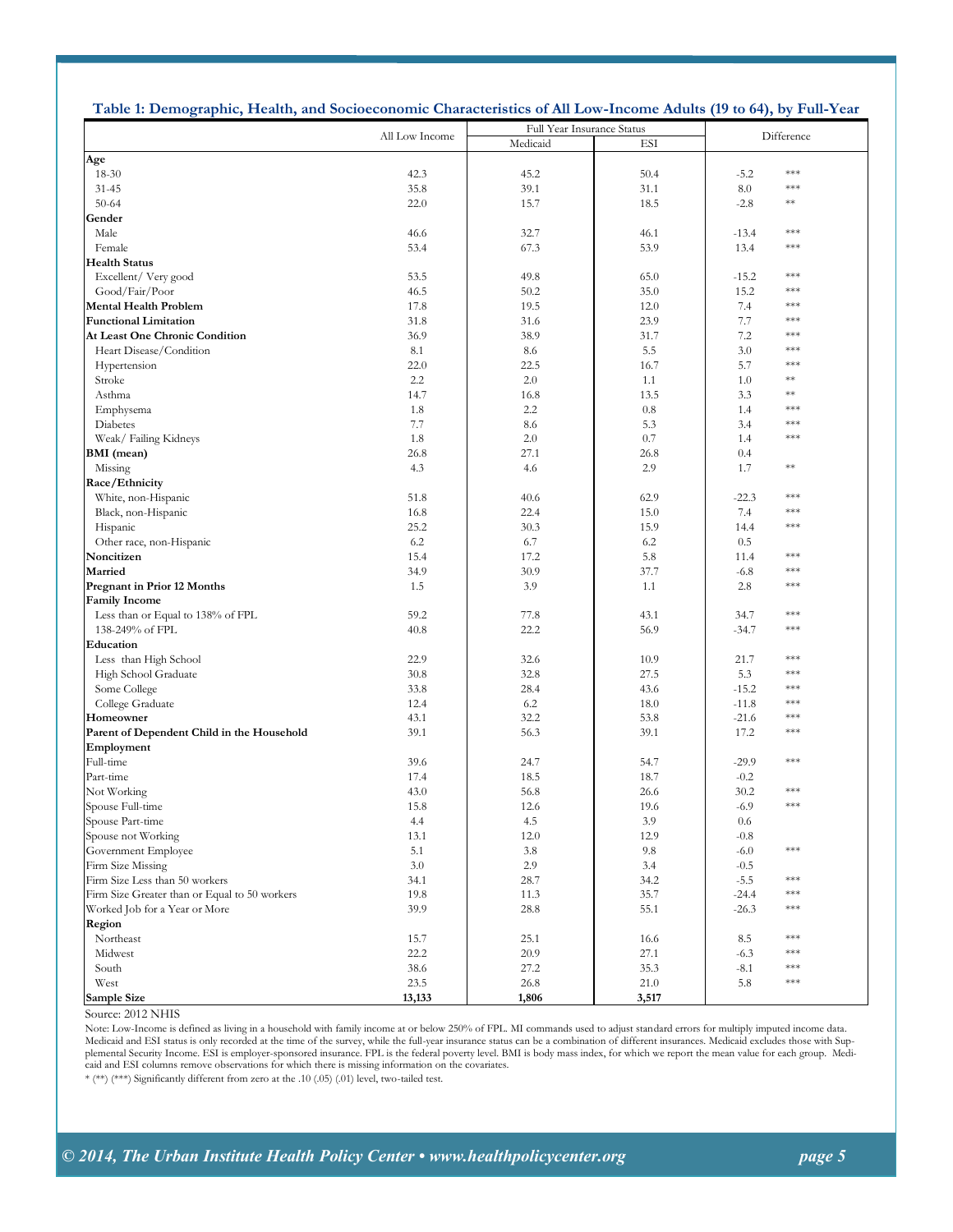**Table 1: Demographic, Health, and Socioeconomic Characteristics of All Low-Income Adults (19 to 64), by Full-Year**

| | All Low Income | Full Year Insurance Status | | Difference | |
|---|---|---|---|---|---|
| | | Medicaid | ESI | | |
| **Age** | | | | | |
| 18-30 | 42.3 | 45.2 | 50.4 | -5.2 | *** |
| 31-45 | 35.8 | 39.1 | 31.1 | 8.0 | *** |
| 50-64 | 22.0 | 15.7 | 18.5 | -2.8 | ** |
| **Gender** | | | | | |
| Male | 46.6 | 32.7 | 46.1 | -13.4 | *** |
| Female | 53.4 | 67.3 | 53.9 | 13.4 | *** |
| **Health Status** | | | | | |
| Excellent/ Very good | 53.5 | 49.8 | 65.0 | -15.2 | *** |
| Good/Fair/Poor | 46.5 | 50.2 | 35.0 | 15.2 | *** |
| **Mental Health Problem** | 17.8 | 19.5 | 12.0 | 7.4 | *** |
| **Functional Limitation** | 31.8 | 31.6 | 23.9 | 7.7 | *** |
| **At Least One Chronic Condition** | 36.9 | 38.9 | 31.7 | 7.2 | *** |
| Heart Disease/Condition | 8.1 | 8.6 | 5.5 | 3.0 | *** |
| Hypertension | 22.0 | 22.5 | 16.7 | 5.7 | *** |
| Stroke | 2.2 | 2.0 | 1.1 | 1.0 | ** |
| Asthma | 14.7 | 16.8 | 13.5 | 3.3 | ** |
| Emphysema | 1.8 | 2.2 | 0.8 | 1.4 | *** |
| Diabetes | 7.7 | 8.6 | 5.3 | 3.4 | *** |
| Weak/ Failing Kidneys | 1.8 | 2.0 | 0.7 | 1.4 | *** |
| **BMI (mean)** | 26.8 | 27.1 | 26.8 | 0.4 | |
| Missing | 4.3 | 4.6 | 2.9 | 1.7 | ** |
| **Race/Ethnicity** | | | | | |
| White, non-Hispanic | 51.8 | 40.6 | 62.9 | -22.3 | *** |
| Black, non-Hispanic | 16.8 | 22.4 | 15.0 | 7.4 | *** |
| Hispanic | 25.2 | 30.3 | 15.9 | 14.4 | *** |
| Other race, non-Hispanic | 6.2 | 6.7 | 6.2 | 0.5 | |
| **Noncitizen** | 15.4 | 17.2 | 5.8 | 11.4 | *** |
| **Married** | 34.9 | 30.9 | 37.7 | -6.8 | *** |
| **Pregnant in Prior 12 Months** | 1.5 | 3.9 | 1.1 | 2.8 | *** |
| **Family Income** | | | | | |
| Less than or Equal to 138% of FPL | 59.2 | 77.8 | 43.1 | 34.7 | *** |
| 138-249% of FPL | 40.8 | 22.2 | 56.9 | -34.7 | *** |
| **Education** | | | | | |
| Less than High School | 22.9 | 32.6 | 10.9 | 21.7 | *** |
| High School Graduate | 30.8 | 32.8 | 27.5 | 5.3 | *** |
| Some College | 33.8 | 28.4 | 43.6 | -15.2 | *** |
| College Graduate | 12.4 | 6.2 | 18.0 | -11.8 | *** |
| **Homeowner** | 43.1 | 32.2 | 53.8 | -21.6 | *** |
| **Parent of Dependent Child in the Household** | 39.1 | 56.3 | 39.1 | 17.2 | *** |
| **Employment** | | | | | |
| Full-time | 39.6 | 24.7 | 54.7 | -29.9 | *** |
| Part-time | 17.4 | 18.5 | 18.7 | -0.2 | |
| Not Working | 43.0 | 56.8 | 26.6 | 30.2 | *** |
| Spouse Full-time | 15.8 | 12.6 | 19.6 | -6.9 | *** |
| Spouse Part-time | 4.4 | 4.5 | 3.9 | 0.6 | |
| Spouse not Working | 13.1 | 12.0 | 12.9 | -0.8 | |
| Government Employee | 5.1 | 3.8 | 9.8 | -6.0 | *** |
| Firm Size Missing | 3.0 | 2.9 | 3.4 | -0.5 | |
| Firm Size Less than 50 workers | 34.1 | 28.7 | 34.2 | -5.5 | *** |
| Firm Size Greater than or Equal to 50 workers | 19.8 | 11.3 | 35.7 | -24.4 | *** |
| Worked Job for a Year or More | 39.9 | 28.8 | 55.1 | -26.3 | *** |
| **Region** | | | | | |
| Northeast | 15.7 | 25.1 | 16.6 | 8.5 | *** |
| Midwest | 22.2 | 20.9 | 27.1 | -6.3 | *** |
| South | 38.6 | 27.2 | 35.3 | -8.1 | *** |
| West | 23.5 | 26.8 | 21.0 | 5.8 | *** |
| **Sample Size** | **13,133** | **1,806** | **3,517** | | |

Source: 2012 NHIS

Note: Low-Income is defined as living in a household with family income at or below 250% of FPL. MI commands used to adjust standard errors for multiply imputed income data. Medicaid and ESI status is only recorded at the time of the survey, while the full-year insurance status can be a combination of different insurances. Medicaid excludes those with Supplemental Security Income. ESI is employer-sponsored insurance. FPL is the federal poverty level. BMI is body mass index, for which we report the mean value for each group. Medicaid and ESI columns remove observations for which there is missing information on the covariates.

* (**) (***) Significantly different from zero at the .10 (.05) (.01) level, two-tailed test.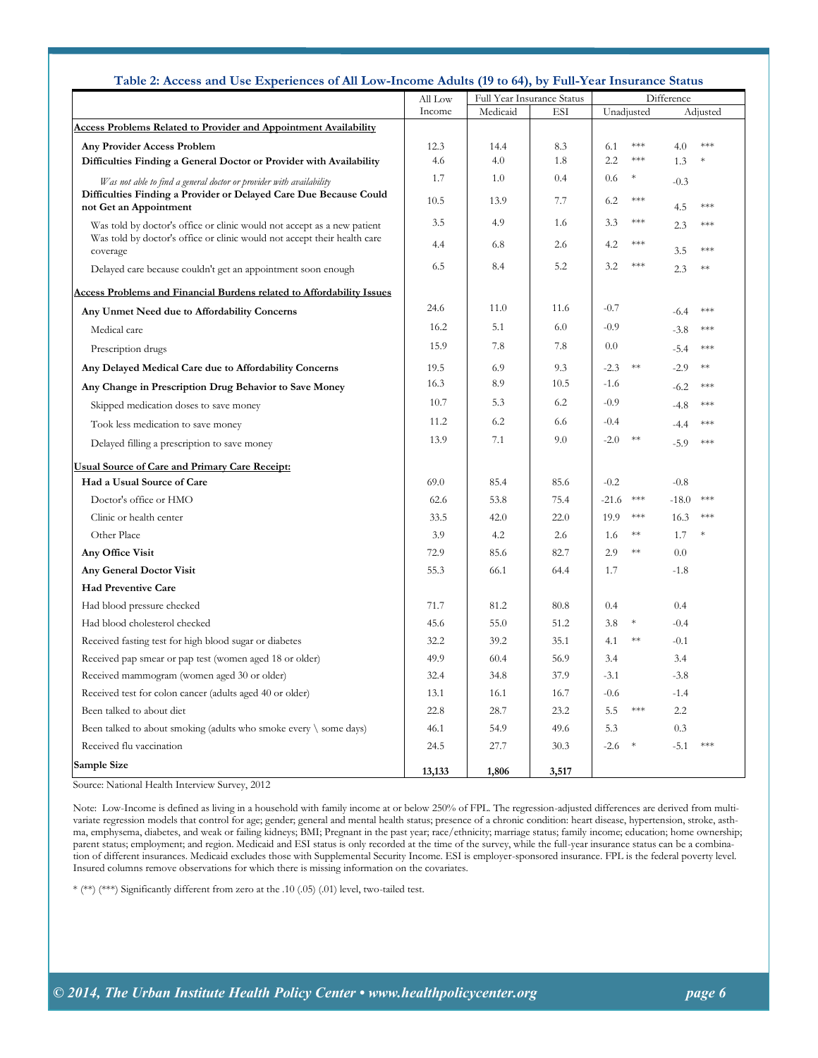**Table 2: Access and Use Experiences of All Low-Income Adults (19 to 64), by Full-Year Insurance Status**

| | All Low Income | Full Year Insurance Status | | Difference | | | |
|---|---|---|---|---|---|---|---|
| | | Medicaid | ESI | Unadjusted | | Adjusted | |
| **Access Problems Related to Provider and Appointment Availability** | | | | | | | |
| **Any Provider Access Problem** | 12.3 | 14.4 | 8.3 | 6.1 | *** | 4.0 | *** |
| **Difficulties Finding a General Doctor or Provider with Availability** | 4.6 | 4.0 | 1.8 | 2.2 | *** | 1.3 | * |
| *Was not able to find a general doctor or provider with availability* | 1.7 | 1.0 | 0.4 | 0.6 | * | -0.3 | |
| **Difficulties Finding a Provider or Delayed Care Due Because Could not Get an Appointment** | 10.5 | 13.9 | 7.7 | 6.2 | *** | 4.5 | *** |
| Was told by doctor's office or clinic would not accept as a new patient | 3.5 | 4.9 | 1.6 | 3.3 | *** | 2.3 | *** |
| Was told by doctor's office or clinic would not accept their health care coverage | 4.4 | 6.8 | 2.6 | 4.2 | *** | 3.5 | *** |
| Delayed care because couldn't get an appointment soon enough | 6.5 | 8.4 | 5.2 | 3.2 | *** | 2.3 | ** |
| **Access Problems and Financial Burdens related to Affordability Issues** | | | | | | | |
| **Any Unmet Need due to Affordability Concerns** | 24.6 | 11.0 | 11.6 | -0.7 | | -6.4 | *** |
| Medical care | 16.2 | 5.1 | 6.0 | -0.9 | | -3.8 | *** |
| Prescription drugs | 15.9 | 7.8 | 7.8 | 0.0 | | -5.4 | *** |
| **Any Delayed Medical Care due to Affordability Concerns** | 19.5 | 6.9 | 9.3 | -2.3 | ** | -2.9 | ** |
| **Any Change in Prescription Drug Behavior to Save Money** | 16.3 | 8.9 | 10.5 | -1.6 | | -6.2 | *** |
| Skipped medication doses to save money | 10.7 | 5.3 | 6.2 | -0.9 | | -4.8 | *** |
| Took less medication to save money | 11.2 | 6.2 | 6.6 | -0.4 | | -4.4 | *** |
| Delayed filling a prescription to save money | 13.9 | 7.1 | 9.0 | -2.0 | ** | -5.9 | *** |
| **Usual Source of Care and Primary Care Receipt:** | | | | | | | |
| **Had a Usual Source of Care** | 69.0 | 85.4 | 85.6 | -0.2 | | -0.8 | |
| Doctor's office or HMO | 62.6 | 53.8 | 75.4 | -21.6 | *** | -18.0 | *** |
| Clinic or health center | 33.5 | 42.0 | 22.0 | 19.9 | *** | 16.3 | *** |
| Other Place | 3.9 | 4.2 | 2.6 | 1.6 | ** | 1.7 | * |
| **Any Office Visit** | 72.9 | 85.6 | 82.7 | 2.9 | ** | 0.0 | |
| **Any General Doctor Visit** | 55.3 | 66.1 | 64.4 | 1.7 | | -1.8 | |
| **Had Preventive Care** | | | | | | | |
| Had blood pressure checked | 71.7 | 81.2 | 80.8 | 0.4 | | 0.4 | |
| Had blood cholesterol checked | 45.6 | 55.0 | 51.2 | 3.8 | * | -0.4 | |
| Received fasting test for high blood sugar or diabetes | 32.2 | 39.2 | 35.1 | 4.1 | ** | -0.1 | |
| Received pap smear or pap test (women aged 18 or older) | 49.9 | 60.4 | 56.9 | 3.4 | | 3.4 | |
| Received mammogram (women aged 30 or older) | 32.4 | 34.8 | 37.9 | -3.1 | | -3.8 | |
| Received test for colon cancer (adults aged 40 or older) | 13.1 | 16.1 | 16.7 | -0.6 | | -1.4 | |
| Been talked to about diet | 22.8 | 28.7 | 23.2 | 5.5 | *** | 2.2 | |
| Been talked to about smoking (adults who smoke every \ some days) | 46.1 | 54.9 | 49.6 | 5.3 | | 0.3 | |
| Received flu vaccination | 24.5 | 27.7 | 30.3 | -2.6 | * | -5.1 | *** |
| **Sample Size** | **13,133** | **1,806** | **3,517** | | | | |

Source: National Health Interview Survey, 2012

Note: Low-Income is defined as living in a household with family income at or below 250% of FPL. The regression-adjusted differences are derived from multivariate regression models that control for age; gender; general and mental health status; presence of a chronic condition: heart disease, hypertension, stroke, asthma, emphysema, diabetes, and weak or failing kidneys; BMI; Pregnant in the past year; race/ethnicity; marriage status; family income; education; home ownership; parent status; employment; and region. Medicaid and ESI status is only recorded at the time of the survey, while the full-year insurance status can be a combination of different insurances. Medicaid excludes those with Supplemental Security Income. ESI is employer-sponsored insurance. FPL is the federal poverty level. Insured columns remove observations for which there is missing information on the covariates.

* (**) (***) Significantly different from zero at the .10 (.05) (.01) level, two-tailed test.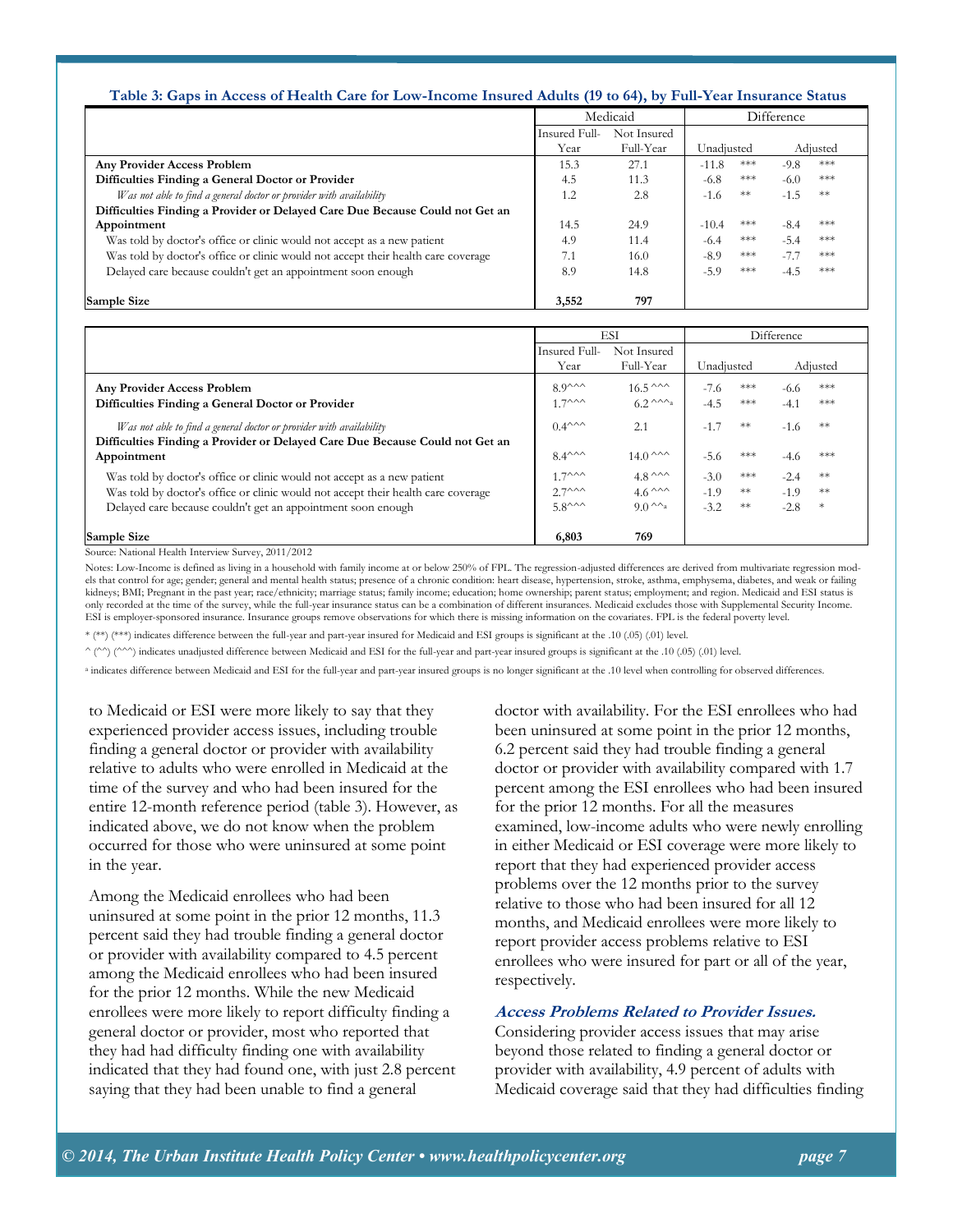**Table 3: Gaps in Access of Health Care for Low-Income Insured Adults (19 to 64), by Full-Year Insurance Status**

| | Medicaid | | Difference | | | |
|---|---|---|---|---|---|---|
| | Insured Full-Year | Not Insured Full-Year | Unadjusted | | Adjusted | |
| **Any Provider Access Problem** | 15.3 | 27.1 | -11.8 | *** | -9.8 | *** |
| **Difficulties Finding a General Doctor or Provider** | 4.5 | 11.3 | -6.8 | *** | -6.0 | *** |
| *Was not able to find a general doctor or provider with availability* | 1.2 | 2.8 | -1.6 | ** | -1.5 | ** |
| **Difficulties Finding a Provider or Delayed Care Due Because Could not Get an Appointment** | 14.5 | 24.9 | -10.4 | *** | -8.4 | *** |
| Was told by doctor's office or clinic would not accept as a new patient | 4.9 | 11.4 | -6.4 | *** | -5.4 | *** |
| Was told by doctor's office or clinic would not accept their health care coverage | 7.1 | 16.0 | -8.9 | *** | -7.7 | *** |
| Delayed care because couldn't get an appointment soon enough | 8.9 | 14.8 | -5.9 | *** | -4.5 | *** |
| **Sample Size** | **3,552** | **797** | | | | |

| | ESI | | Difference | | | |
|---|---|---|---|---|---|---|
| | Insured Full-Year | Not Insured Full-Year | Unadjusted | | Adjusted | |
| **Any Provider Access Problem** | 8.9^^^ | 16.5 ^^^ | -7.6 | *** | -6.6 | *** |
| **Difficulties Finding a General Doctor or Provider** | 1.7^^^ | 6.2 ^^^a | -4.5 | *** | -4.1 | *** |
| *Was not able to find a general doctor or provider with availability* | 0.4^^^ | 2.1 | -1.7 | ** | -1.6 | ** |
| **Difficulties Finding a Provider or Delayed Care Due Because Could not Get an Appointment** | 8.4^^^ | 14.0 ^^^ | -5.6 | *** | -4.6 | *** |
| Was told by doctor's office or clinic would not accept as a new patient | 1.7^^^ | 4.8 ^^^ | -3.0 | *** | -2.4 | ** |
| Was told by doctor's office or clinic would not accept their health care coverage | 2.7^^^ | 4.6 ^^^ | -1.9 | ** | -1.9 | ** |
| Delayed care because couldn't get an appointment soon enough | 5.8^^^ | 9.0 ^^a | -3.2 | ** | -2.8 | * |
| **Sample Size** | **6,803** | **769** | | | | |

Source: National Health Interview Survey, 2011/2012

Notes: Low-Income is defined as living in a household with family income at or below 250% of FPL. The regression-adjusted differences are derived from multivariate regression models that control for age; gender; general and mental health status; presence of a chronic condition: heart disease, hypertension, stroke, asthma, emphysema, diabetes, and weak or failing kidneys; BMI; Pregnant in the past year; race/ethnicity; marriage status; family income; education; home ownership; parent status; employment; and region. Medicaid and ESI status is only recorded at the time of the survey, while the full-year insurance status can be a combination of different insurances. Medicaid excludes those with Supplemental Security Income. ESI is employer-sponsored insurance. Insurance groups remove observations for which there is missing information on the covariates. FPL is the federal poverty level.

* (**) (***) indicates difference between the full-year and part-year insured for Medicaid and ESI groups is significant at the .10 (.05) (.01) level.

^ (^^) (^^^) indicates unadjusted difference between Medicaid and ESI for the full-year and part-year insured groups is significant at the .10 (.05) (.01) level.

[a] indicates difference between Medicaid and ESI for the full-year and part-year insured groups is no longer significant at the .10 level when controlling for observed differences.

to Medicaid or ESI were more likely to say that they experienced provider access issues, including trouble finding a general doctor or provider with availability relative to adults who were enrolled in Medicaid at the time of the survey and who had been insured for the entire 12-month reference period (table 3). However, as indicated above, we do not know when the problem occurred for those who were uninsured at some point in the year.

Among the Medicaid enrollees who had been uninsured at some point in the prior 12 months, 11.3 percent said they had trouble finding a general doctor or provider with availability compared to 4.5 percent among the Medicaid enrollees who had been insured for the prior 12 months. While the new Medicaid enrollees were more likely to report difficulty finding a general doctor or provider, most who reported that they had had difficulty finding one with availability indicated that they had found one, with just 2.8 percent saying that they had been unable to find a general doctor with availability. For the ESI enrollees who had been uninsured at some point in the prior 12 months, 6.2 percent said they had trouble finding a general doctor or provider with availability compared with 1.7 percent among the ESI enrollees who had been insured for the prior 12 months. For all the measures examined, low-income adults who were newly enrolling in either Medicaid or ESI coverage were more likely to report that they had experienced provider access problems over the 12 months prior to the survey relative to those who had been insured for all 12 months, and Medicaid enrollees were more likely to report provider access problems relative to ESI enrollees who were insured for part or all of the year, respectively.

***Access Problems Related to Provider Issues.*** Considering provider access issues that may arise beyond those related to finding a general doctor or provider with availability, 4.9 percent of adults with Medicaid coverage said that they had difficulties finding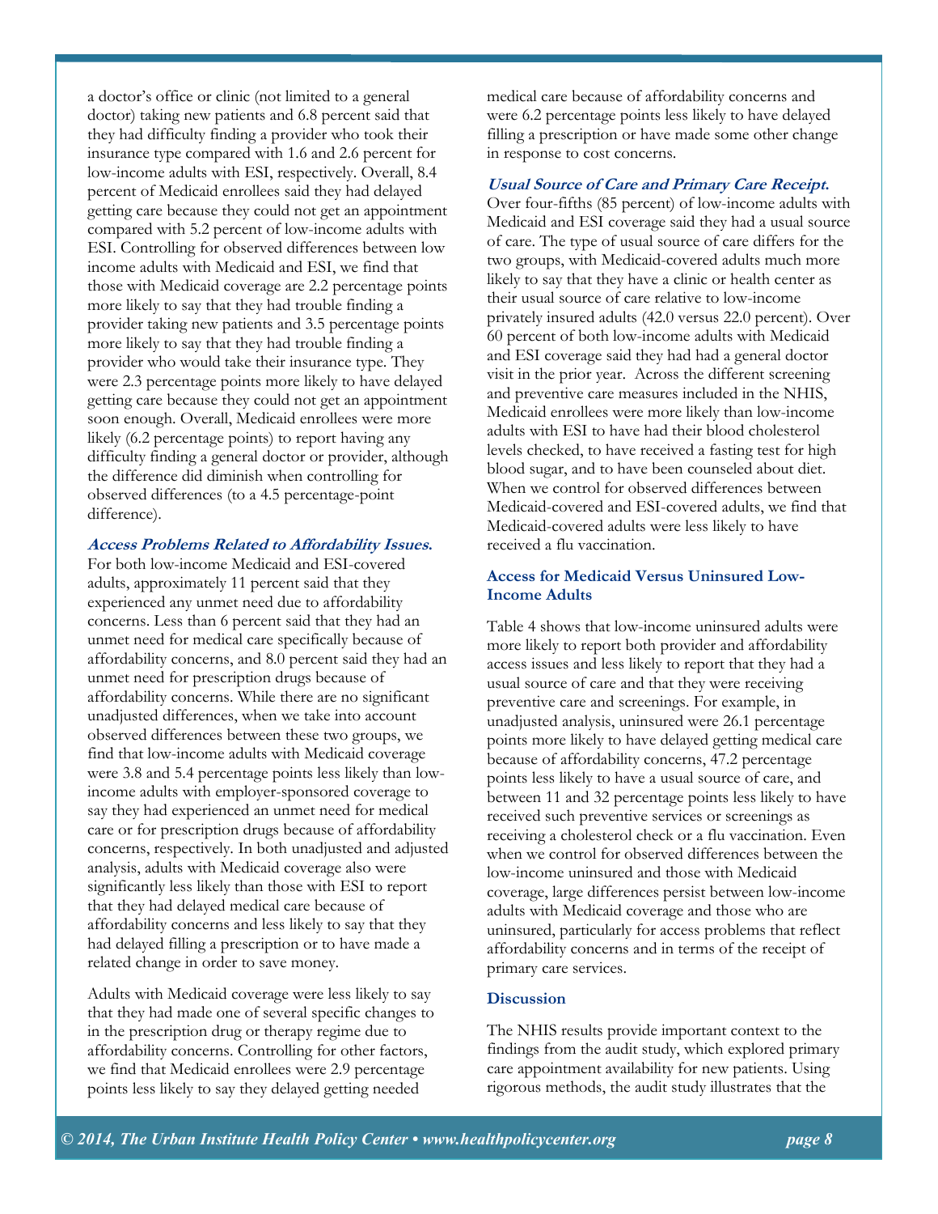a doctor's office or clinic (not limited to a general doctor) taking new patients and 6.8 percent said that they had difficulty finding a provider who took their insurance type compared with 1.6 and 2.6 percent for low-income adults with ESI, respectively. Overall, 8.4 percent of Medicaid enrollees said they had delayed getting care because they could not get an appointment compared with 5.2 percent of low-income adults with ESI. Controlling for observed differences between low income adults with Medicaid and ESI, we find that those with Medicaid coverage are 2.2 percentage points more likely to say that they had trouble finding a provider taking new patients and 3.5 percentage points more likely to say that they had trouble finding a provider who would take their insurance type. They were 2.3 percentage points more likely to have delayed getting care because they could not get an appointment soon enough. Overall, Medicaid enrollees were more likely (6.2 percentage points) to report having any difficulty finding a general doctor or provider, although the difference did diminish when controlling for observed differences (to a 4.5 percentage-point difference).

***Access Problems Related to Affordability Issues.*** For both low-income Medicaid and ESI-covered adults, approximately 11 percent said that they experienced any unmet need due to affordability concerns. Less than 6 percent said that they had an unmet need for medical care specifically because of affordability concerns, and 8.0 percent said they had an unmet need for prescription drugs because of affordability concerns. While there are no significant unadjusted differences, when we take into account observed differences between these two groups, we find that low-income adults with Medicaid coverage were 3.8 and 5.4 percentage points less likely than low-income adults with employer-sponsored coverage to say they had experienced an unmet need for medical care or for prescription drugs because of affordability concerns, respectively. In both unadjusted and adjusted analysis, adults with Medicaid coverage also were significantly less likely than those with ESI to report that they had delayed medical care because of affordability concerns and less likely to say that they had delayed filling a prescription or to have made a related change in order to save money.

Adults with Medicaid coverage were less likely to say that they had made one of several specific changes to in the prescription drug or therapy regime due to affordability concerns. Controlling for other factors, we find that Medicaid enrollees were 2.9 percentage points less likely to say they delayed getting needed medical care because of affordability concerns and were 6.2 percentage points less likely to have delayed filling a prescription or have made some other change in response to cost concerns.

***Usual Source of Care and Primary Care Receipt.*** Over four-fifths (85 percent) of low-income adults with Medicaid and ESI coverage said they had a usual source of care. The type of usual source of care differs for the two groups, with Medicaid-covered adults much more likely to say that they have a clinic or health center as their usual source of care relative to low-income privately insured adults (42.0 versus 22.0 percent). Over 60 percent of both low-income adults with Medicaid and ESI coverage said they had had a general doctor visit in the prior year. Across the different screening and preventive care measures included in the NHIS, Medicaid enrollees were more likely than low-income adults with ESI to have had their blood cholesterol levels checked, to have received a fasting test for high blood sugar, and to have been counseled about diet. When we control for observed differences between Medicaid-covered and ESI-covered adults, we find that Medicaid-covered adults were less likely to have received a flu vaccination.

### Access for Medicaid Versus Uninsured Low-Income Adults

Table 4 shows that low-income uninsured adults were more likely to report both provider and affordability access issues and less likely to report that they had a usual source of care and that they were receiving preventive care and screenings. For example, in unadjusted analysis, uninsured were 26.1 percentage points more likely to have delayed getting medical care because of affordability concerns, 47.2 percentage points less likely to have a usual source of care, and between 11 and 32 percentage points less likely to have received such preventive services or screenings as receiving a cholesterol check or a flu vaccination. Even when we control for observed differences between the low-income uninsured and those with Medicaid coverage, large differences persist between low-income adults with Medicaid coverage and those who are uninsured, particularly for access problems that reflect affordability concerns and in terms of the receipt of primary care services.

### Discussion

The NHIS results provide important context to the findings from the audit study, which explored primary care appointment availability for new patients. Using rigorous methods, the audit study illustrates that the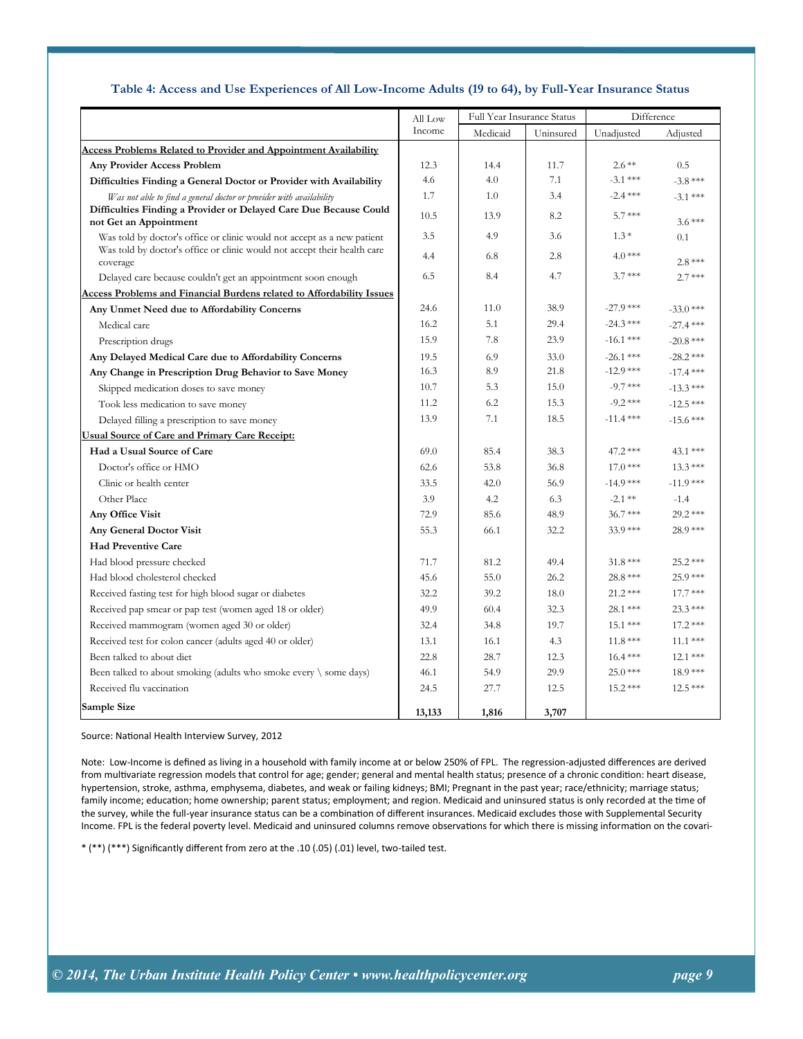### Table 4: Access and Use Experiences of All Low-Income Adults (19 to 64), by Full-Year Insurance Status

| | All Low Income | Full Year Insurance Status | | Difference | |
|---|---|---|---|---|---|
| | | Medicaid | Uninsured | Unadjusted | Adjusted |
| <u>Access Problems Related to Provider and Appointment Availability</u> | | | | | |
| **Any Provider Access Problem** | 12.3 | 14.4 | 11.7 | 2.6 ** | 0.5 |
| **Difficulties Finding a General Doctor or Provider with Availability** | 4.6 | 4.0 | 7.1 | -3.1 *** | -3.8 *** |
| *Was not able to find a general doctor or provider with availability* | 1.7 | 1.0 | 3.4 | -2.4 *** | -3.1 *** |
| **Difficulties Finding a Provider or Delayed Care Due Because Could not Get an Appointment** | 10.5 | 13.9 | 8.2 | 5.7 *** | 3.6 *** |
| Was told by doctor's office or clinic would not accept as a new patient | 3.5 | 4.9 | 3.6 | 1.3 * | 0.1 |
| Was told by doctor's office or clinic would not accept their health care coverage | 4.4 | 6.8 | 2.8 | 4.0 *** | 2.8 *** |
| Delayed care because couldn't get an appointment soon enough | 6.5 | 8.4 | 4.7 | 3.7 *** | 2.7 *** |
| <u>Access Problems and Financial Burdens related to Affordability Issues</u> | | | | | |
| **Any Unmet Need due to Affordability Concerns** | 24.6 | 11.0 | 38.9 | -27.9 *** | -33.0 *** |
| Medical care | 16.2 | 5.1 | 29.4 | -24.3 *** | -27.4 *** |
| Prescription drugs | 15.9 | 7.8 | 23.9 | -16.1 *** | -20.8 *** |
| **Any Delayed Medical Care due to Affordability Concerns** | 19.5 | 6.9 | 33.0 | -26.1 *** | -28.2 *** |
| **Any Change in Prescription Drug Behavior to Save Money** | 16.3 | 8.9 | 21.8 | -12.9 *** | -17.4 *** |
| Skipped medication doses to save money | 10.7 | 5.3 | 15.0 | -9.7 *** | -13.3 *** |
| Took less medication to save money | 11.2 | 6.2 | 15.3 | -9.2 *** | -12.5 *** |
| Delayed filling a prescription to save money | 13.9 | 7.1 | 18.5 | -11.4 *** | -15.6 *** |
| <u>Usual Source of Care and Primary Care Receipt:</u> | | | | | |
| **Had a Usual Source of Care** | 69.0 | 85.4 | 38.3 | 47.2 *** | 43.1 *** |
| Doctor's office or HMO | 62.6 | 53.8 | 36.8 | 17.0 *** | 13.3 *** |
| Clinic or health center | 33.5 | 42.0 | 56.9 | -14.9 *** | -11.9 *** |
| Other Place | 3.9 | 4.2 | 6.3 | -2.1 ** | -1.4 |
| **Any Office Visit** | 72.9 | 85.6 | 48.9 | 36.7 *** | 29.2 *** |
| **Any General Doctor Visit** | 55.3 | 66.1 | 32.2 | 33.9 *** | 28.9 *** |
| **Had Preventive Care** | | | | | |
| Had blood pressure checked | 71.7 | 81.2 | 49.4 | 31.8 *** | 25.2 *** |
| Had blood cholesterol checked | 45.6 | 55.0 | 26.2 | 28.8 *** | 25.9 *** |
| Received fasting test for high blood sugar or diabetes | 32.2 | 39.2 | 18.0 | 21.2 *** | 17.7 *** |
| Received pap smear or pap test (women aged 18 or older) | 49.9 | 60.4 | 32.3 | 28.1 *** | 23.3 *** |
| Received mammogram (women aged 30 or older) | 32.4 | 34.8 | 19.7 | 15.1 *** | 17.2 *** |
| Received test for colon cancer (adults aged 40 or older) | 13.1 | 16.1 | 4.3 | 11.8 *** | 11.1 *** |
| Been talked to about diet | 22.8 | 28.7 | 12.3 | 16.4 *** | 12.1 *** |
| Been talked to about smoking (adults who smoke every \ some days) | 46.1 | 54.9 | 29.9 | 25.0 *** | 18.9 *** |
| Received flu vaccination | 24.5 | 27.7 | 12.5 | 15.2 *** | 12.5 *** |
| **Sample Size** | **13,133** | **1,816** | **3,707** | | |

Source: National Health Interview Survey, 2012

Note: Low-Income is defined as living in a household with family income at or below 250% of FPL. The regression-adjusted differences are derived from multivariate regression models that control for age; gender; general and mental health status; presence of a chronic condition: heart disease, hypertension, stroke, asthma, emphysema, diabetes, and weak or failing kidneys; BMI; Pregnant in the past year; race/ethnicity; marriage status; family income; education; home ownership; parent status; employment; and region. Medicaid and uninsured status is only recorded at the time of the survey, while the full-year insurance status can be a combination of different insurances. Medicaid excludes those with Supplemental Security Income. FPL is the federal poverty level. Medicaid and uninsured columns remove observations for which there is missing information on the covari-

\* (\*\*) (\*\*\*) Significantly different from zero at the .10 (.05) (.01) level, two-tailed test.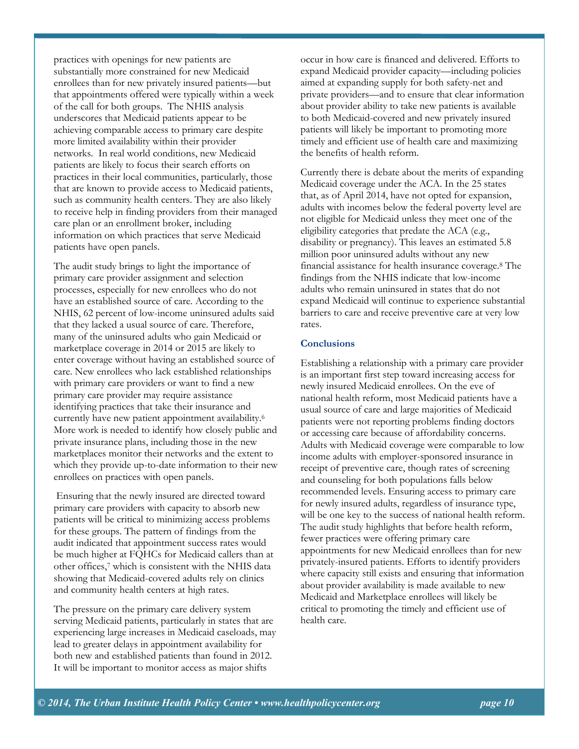practices with openings for new patients are substantially more constrained for new Medicaid enrollees than for new privately insured patients—but that appointments offered were typically within a week of the call for both groups. The NHIS analysis underscores that Medicaid patients appear to be achieving comparable access to primary care despite more limited availability within their provider networks. In real world conditions, new Medicaid patients are likely to focus their search efforts on practices in their local communities, particularly, those that are known to provide access to Medicaid patients, such as community health centers. They are also likely to receive help in finding providers from their managed care plan or an enrollment broker, including information on which practices that serve Medicaid patients have open panels.

The audit study brings to light the importance of primary care provider assignment and selection processes, especially for new enrollees who do not have an established source of care. According to the NHIS, 62 percent of low-income uninsured adults said that they lacked a usual source of care. Therefore, many of the uninsured adults who gain Medicaid or marketplace coverage in 2014 or 2015 are likely to enter coverage without having an established source of care. New enrollees who lack established relationships with primary care providers or want to find a new primary care provider may require assistance identifying practices that take their insurance and currently have new patient appointment availability.[6] More work is needed to identify how closely public and private insurance plans, including those in the new marketplaces monitor their networks and the extent to which they provide up-to-date information to their new enrollees on practices with open panels.

Ensuring that the newly insured are directed toward primary care providers with capacity to absorb new patients will be critical to minimizing access problems for these groups. The pattern of findings from the audit indicated that appointment success rates would be much higher at FQHCs for Medicaid callers than at other offices,[7] which is consistent with the NHIS data showing that Medicaid-covered adults rely on clinics and community health centers at high rates.

The pressure on the primary care delivery system serving Medicaid patients, particularly in states that are experiencing large increases in Medicaid caseloads, may lead to greater delays in appointment availability for both new and established patients than found in 2012. It will be important to monitor access as major shifts occur in how care is financed and delivered. Efforts to expand Medicaid provider capacity—including policies aimed at expanding supply for both safety-net and private providers—and to ensure that clear information about provider ability to take new patients is available to both Medicaid-covered and new privately insured patients will likely be important to promoting more timely and efficient use of health care and maximizing the benefits of health reform.

Currently there is debate about the merits of expanding Medicaid coverage under the ACA. In the 25 states that, as of April 2014, have not opted for expansion, adults with incomes below the federal poverty level are not eligible for Medicaid unless they meet one of the eligibility categories that predate the ACA (e.g., disability or pregnancy). This leaves an estimated 5.8 million poor uninsured adults without any new financial assistance for health insurance coverage.[8] The findings from the NHIS indicate that low-income adults who remain uninsured in states that do not expand Medicaid will continue to experience substantial barriers to care and receive preventive care at very low rates.

### Conclusions

Establishing a relationship with a primary care provider is an important first step toward increasing access for newly insured Medicaid enrollees. On the eve of national health reform, most Medicaid patients have a usual source of care and large majorities of Medicaid patients were not reporting problems finding doctors or accessing care because of affordability concerns. Adults with Medicaid coverage were comparable to low income adults with employer-sponsored insurance in receipt of preventive care, though rates of screening and counseling for both populations falls below recommended levels. Ensuring access to primary care for newly insured adults, regardless of insurance type, will be one key to the success of national health reform. The audit study highlights that before health reform, fewer practices were offering primary care appointments for new Medicaid enrollees than for new privately-insured patients. Efforts to identify providers where capacity still exists and ensuring that information about provider availability is made available to new Medicaid and Marketplace enrollees will likely be critical to promoting the timely and efficient use of health care.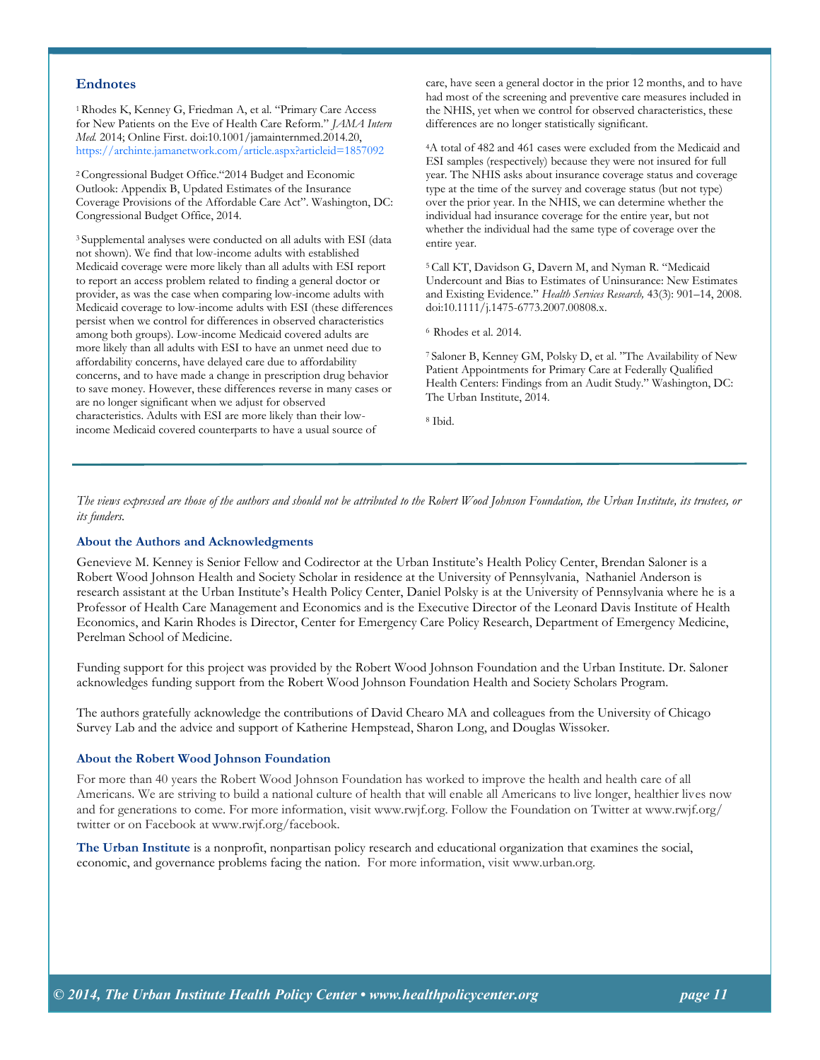## Endnotes

[1] Rhodes K, Kenney G, Friedman A, et al. "Primary Care Access for New Patients on the Eve of Health Care Reform." *JAMA Intern Med.* 2014; Online First. doi:10.1001/jamainternmed.2014.20, https://archinte.jamanetwork.com/article.aspx?articleid=1857092

[2] Congressional Budget Office."2014 Budget and Economic Outlook: Appendix B, Updated Estimates of the Insurance Coverage Provisions of the Affordable Care Act". Washington, DC: Congressional Budget Office, 2014.

[3] Supplemental analyses were conducted on all adults with ESI (data not shown). We find that low-income adults with established Medicaid coverage were more likely than all adults with ESI report to report an access problem related to finding a general doctor or provider, as was the case when comparing low-income adults with Medicaid coverage to low-income adults with ESI (these differences persist when we control for differences in observed characteristics among both groups). Low-income Medicaid covered adults are more likely than all adults with ESI to have an unmet need due to affordability concerns, have delayed care due to affordability concerns, and to have made a change in prescription drug behavior to save money. However, these differences reverse in many cases or are no longer significant when we adjust for observed characteristics. Adults with ESI are more likely than their low-income Medicaid covered counterparts to have a usual source of care, have seen a general doctor in the prior 12 months, and to have had most of the screening and preventive care measures included in the NHIS, yet when we control for observed characteristics, these differences are no longer statistically significant.

[4] A total of 482 and 461 cases were excluded from the Medicaid and ESI samples (respectively) because they were not insured for full year. The NHIS asks about insurance coverage status and coverage type at the time of the survey and coverage status (but not type) over the prior year. In the NHIS, we can determine whether the individual had insurance coverage for the entire year, but not whether the individual had the same type of coverage over the entire year.

[5] Call KT, Davidson G, Davern M, and Nyman R. "Medicaid Undercount and Bias to Estimates of Uninsurance: New Estimates and Existing Evidence." *Health Services Research,* 43(3): 901–14, 2008. doi:10.1111/j.1475-6773.2007.00808.x.

[6] Rhodes et al. 2014.

[7] Saloner B, Kenney GM, Polsky D, et al. "The Availability of New Patient Appointments for Primary Care at Federally Qualified Health Centers: Findings from an Audit Study." Washington, DC: The Urban Institute, 2014.

[8] Ibid.

*The views expressed are those of the authors and should not be attributed to the Robert Wood Johnson Foundation, the Urban Institute, its trustees, or its funders.*

### About the Authors and Acknowledgments

Genevieve M. Kenney is Senior Fellow and Codirector at the Urban Institute's Health Policy Center, Brendan Saloner is a Robert Wood Johnson Health and Society Scholar in residence at the University of Pennsylvania, Nathaniel Anderson is research assistant at the Urban Institute's Health Policy Center, Daniel Polsky is at the University of Pennsylvania where he is a Professor of Health Care Management and Economics and is the Executive Director of the Leonard Davis Institute of Health Economics, and Karin Rhodes is Director, Center for Emergency Care Policy Research, Department of Emergency Medicine, Perelman School of Medicine.

Funding support for this project was provided by the Robert Wood Johnson Foundation and the Urban Institute. Dr. Saloner acknowledges funding support from the Robert Wood Johnson Foundation Health and Society Scholars Program.

The authors gratefully acknowledge the contributions of David Chearo MA and colleagues from the University of Chicago Survey Lab and the advice and support of Katherine Hempstead, Sharon Long, and Douglas Wissoker.

### About the Robert Wood Johnson Foundation

For more than 40 years the Robert Wood Johnson Foundation has worked to improve the health and health care of all Americans. We are striving to build a national culture of health that will enable all Americans to live longer, healthier lives now and for generations to come. For more information, visit www.rwjf.org. Follow the Foundation on Twitter at www.rwjf.org/twitter or on Facebook at www.rwjf.org/facebook.

**The Urban Institute** is a nonprofit, nonpartisan policy research and educational organization that examines the social, economic, and governance problems facing the nation. For more information, visit www.urban.org.